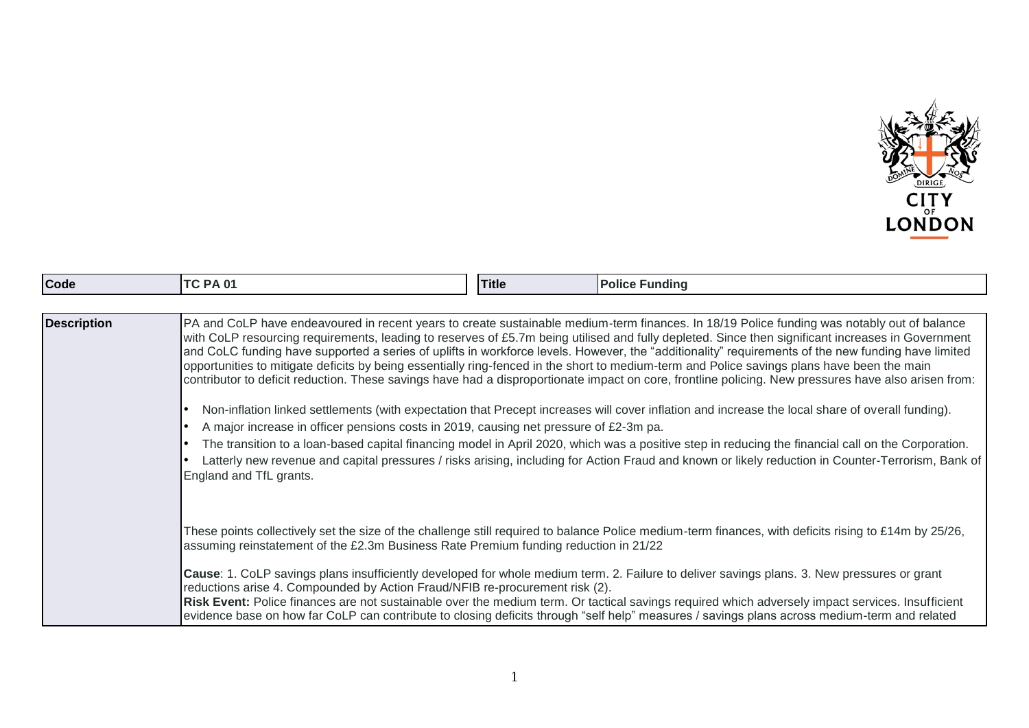| Code | TC PA 01 | Title | Police Funding |
|---|---|---|---|

| Description | |
|---|---|
| | PA and CoLP have endeavoured in recent years to create sustainable medium-term finances. In 18/19 Police funding was notably out of balance with CoLP resourcing requirements, leading to reserves of £5.7m being utilised and fully depleted. Since then significant increases in Government and CoLC funding have supported a series of uplifts in workforce levels. However, the "additionality" requirements of the new funding have limited opportunities to mitigate deficits by being essentially ring-fenced in the short to medium-term and Police savings plans have been the main contributor to deficit reduction. These savings have had a disproportionate impact on core, frontline policing. New pressures have also arisen from:<br><br>• Non-inflation linked settlements (with expectation that Precept increases will cover inflation and increase the local share of overall funding).<br>• A major increase in officer pensions costs in 2019, causing net pressure of £2-3m pa.<br>• The transition to a loan-based capital financing model in April 2020, which was a positive step in reducing the financial call on the Corporation.<br>• Latterly new revenue and capital pressures / risks arising, including for Action Fraud and known or likely reduction in Counter-Terrorism, Bank of England and TfL grants.<br><br>These points collectively set the size of the challenge still required to balance Police medium-term finances, with deficits rising to £14m by 25/26, assuming reinstatement of the £2.3m Business Rate Premium funding reduction in 21/22<br><br>**Cause**: 1. CoLP savings plans insufficiently developed for whole medium term. 2. Failure to deliver savings plans. 3. New pressures or grant reductions arise 4. Compounded by Action Fraud/NFIB re-procurement risk (2).<br>**Risk Event:** Police finances are not sustainable over the medium term. Or tactical savings required which adversely impact services. Insufficient evidence base on how far CoLP can contribute to closing deficits through "self help" measures / savings plans across medium-term and related |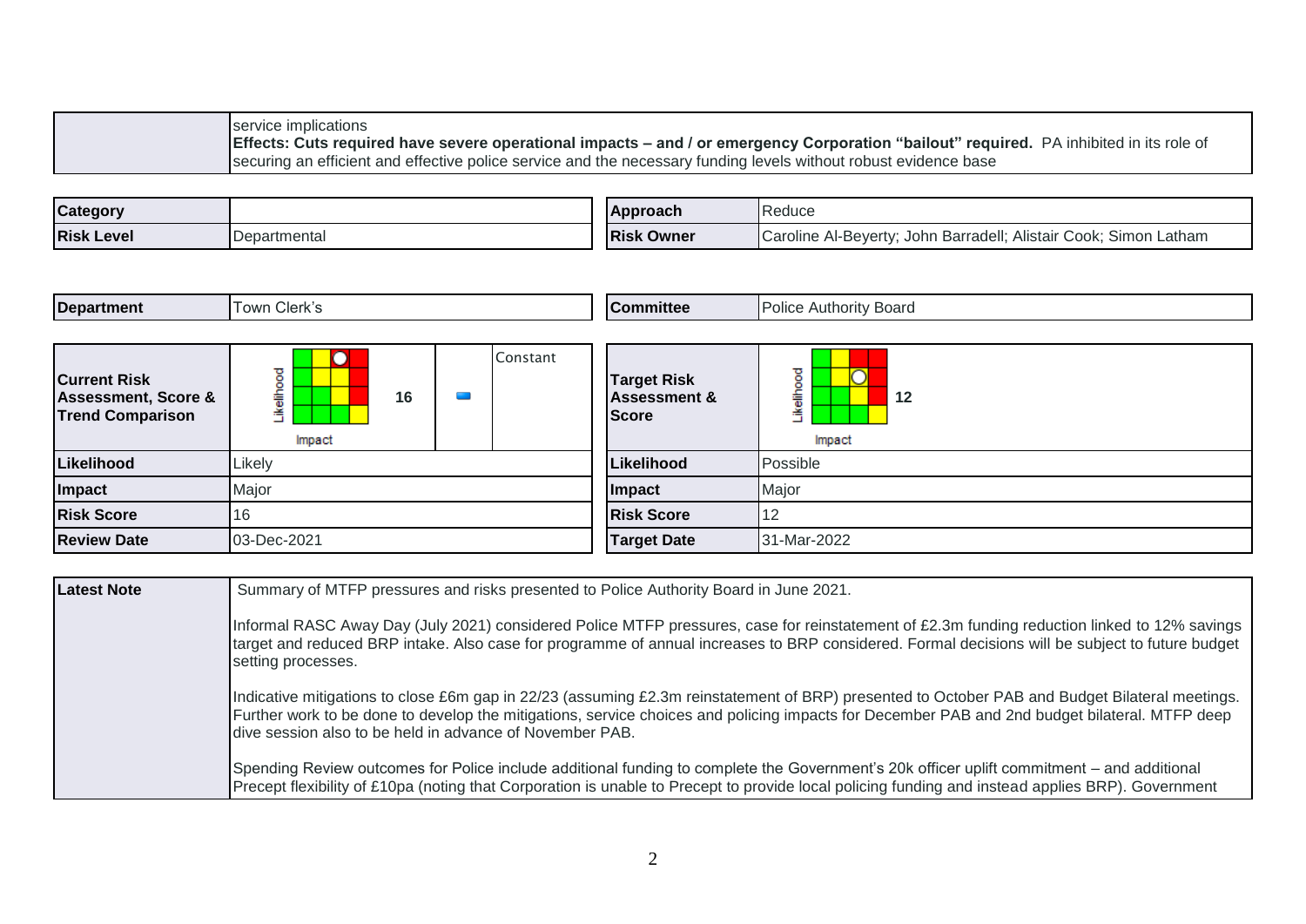| | |
|---|---|
| | service implications **Effects: Cuts required have severe operational impacts – and / or emergency Corporation "bailout" required.** PA inhibited in its role of securing an efficient and effective police service and the necessary funding levels without robust evidence base |

| | | | |
|---|---|---|---|
| **Category** | | **Approach** | Reduce |
| **Risk Level** | Departmental | **Risk Owner** | Caroline Al-Beyerty; John Barradell; Alistair Cook; Simon Latham |

| | | | |
|---|---|---|---|
| **Department** | Town Clerk's | **Committee** | Police Authority Board |

| | | | | | |
|---|---|---|---|---|---|
| **Current Risk Assessment, Score & Trend Comparison** | Likelihood / Impact 16 | | Constant | **Target Risk Assessment & Score** | Likelihood / Impact 12 |
| **Likelihood** | Likely | | | **Likelihood** | Possible |
| **Impact** | Major | | | **Impact** | Major |
| **Risk Score** | 16 | | | **Risk Score** | 12 |
| **Review Date** | 03-Dec-2021 | | | **Target Date** | 31-Mar-2022 |

**Latest Note**

Summary of MTFP pressures and risks presented to Police Authority Board in June 2021.

Informal RASC Away Day (July 2021) considered Police MTFP pressures, case for reinstatement of £2.3m funding reduction linked to 12% savings target and reduced BRP intake. Also case for programme of annual increases to BRP considered. Formal decisions will be subject to future budget setting processes.

Indicative mitigations to close £6m gap in 22/23 (assuming £2.3m reinstatement of BRP) presented to October PAB and Budget Bilateral meetings. Further work to be done to develop the mitigations, service choices and policing impacts for December PAB and 2nd budget bilateral. MTFP deep dive session also to be held in advance of November PAB.

Spending Review outcomes for Police include additional funding to complete the Government's 20k officer uplift commitment – and additional Precept flexibility of £10pa (noting that Corporation is unable to Precept to provide local policing funding and instead applies BRP). Government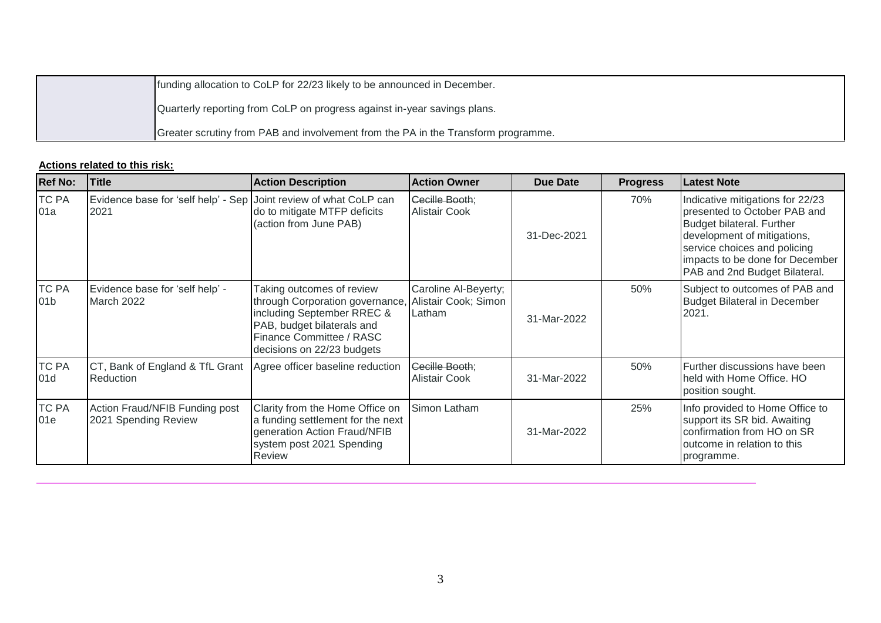| | |
|---|---|
| | funding allocation to CoLP for 22/23 likely to be announced in December.<br><br>Quarterly reporting from CoLP on progress against in-year savings plans.<br><br>Greater scrutiny from PAB and involvement from the PA in the Transform programme. |

**Actions related to this risk:**

| Ref No: | Title | Action Description | Action Owner | Due Date | Progress | Latest Note |
|---|---|---|---|---|---|---|
| TC PA 01a | Evidence base for 'self help' - Sep 2021 | Joint review of what CoLP can do to mitigate MTFP deficits (action from June PAB) | ~~Cecille Booth~~; Alistair Cook | 31-Dec-2021 | 70% | Indicative mitigations for 22/23 presented to October PAB and Budget bilateral. Further development of mitigations, service choices and policing impacts to be done for December PAB and 2nd Budget Bilateral. |
| TC PA 01b | Evidence base for 'self help' - March 2022 | Taking outcomes of review through Corporation governance, including September RREC & PAB, budget bilaterals and Finance Committee / RASC decisions on 22/23 budgets | Caroline Al-Beyerty; Alistair Cook; Simon Latham | 31-Mar-2022 | 50% | Subject to outcomes of PAB and Budget Bilateral in December 2021. |
| TC PA 01d | CT, Bank of England & TfL Grant Reduction | Agree officer baseline reduction | ~~Cecille Booth~~; Alistair Cook | 31-Mar-2022 | 50% | Further discussions have been held with Home Office. HO position sought. |
| TC PA 01e | Action Fraud/NFIB Funding post 2021 Spending Review | Clarity from the Home Office on a funding settlement for the next generation Action Fraud/NFIB system post 2021 Spending Review | Simon Latham | 31-Mar-2022 | 25% | Info provided to Home Office to support its SR bid. Awaiting confirmation from HO on SR outcome in relation to this programme. |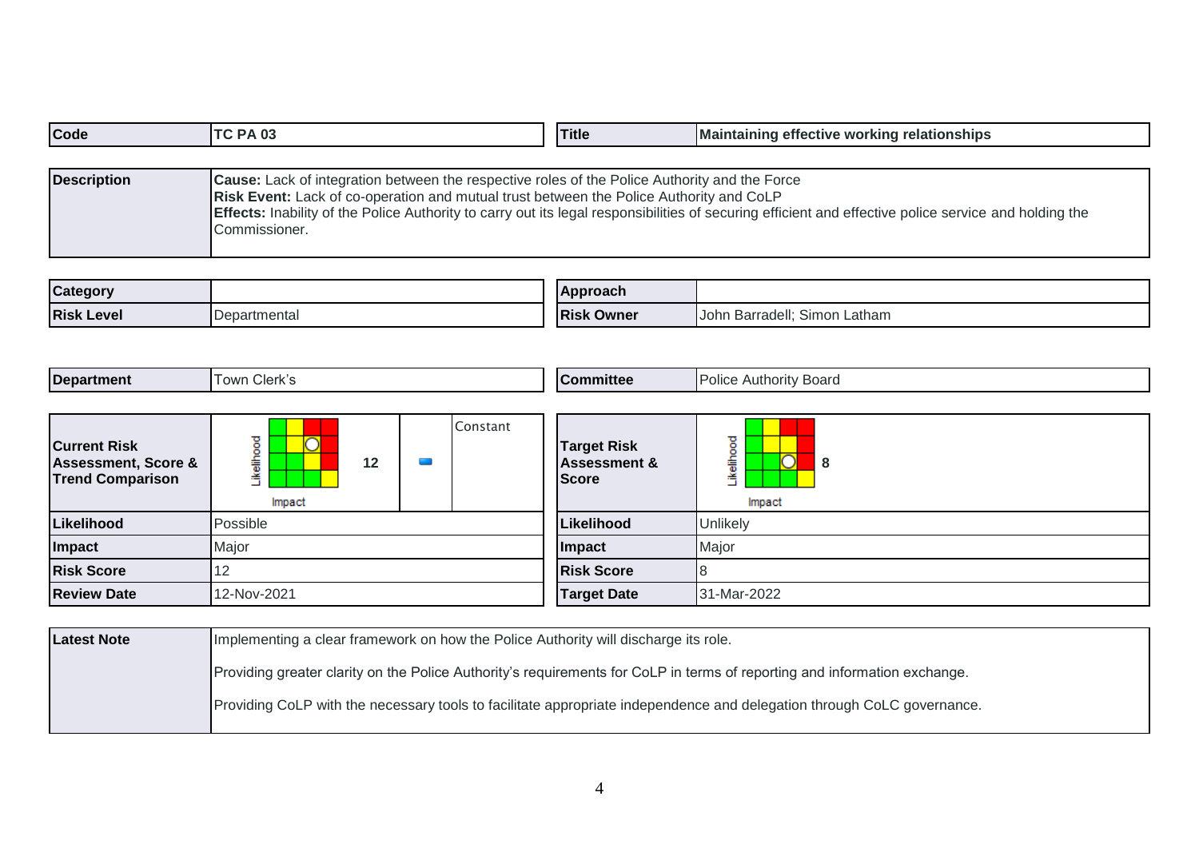| Code | TC PA 03 | Title | Maintaining effective working relationships |
|---|---|---|---|

| Description | **Cause:** Lack of integration between the respective roles of the Police Authority and the Force<br>**Risk Event:** Lack of co-operation and mutual trust between the Police Authority and CoLP<br>**Effects:** Inability of the Police Authority to carry out its legal responsibilities of securing efficient and effective police service and holding the Commissioner. |
|---|---|

| Category | | Approach | |
|---|---|---|---|
| Risk Level | Departmental | Risk Owner | John Barradell; Simon Latham |

| Department | Town Clerk's | Committee | Police Authority Board |
|---|---|---|---|

| Current Risk Assessment, Score & Trend Comparison | 12 | Constant | Target Risk Assessment & Score | 8 |
|---|---|---|---|---|
| Likelihood | Possible | | Likelihood | Unlikely |
| Impact | Major | | Impact | Major |
| Risk Score | 12 | | Risk Score | 8 |
| Review Date | 12-Nov-2021 | | Target Date | 31-Mar-2022 |

| Latest Note | Implementing a clear framework on how the Police Authority will discharge its role.<br><br>Providing greater clarity on the Police Authority's requirements for CoLP in terms of reporting and information exchange.<br><br>Providing CoLP with the necessary tools to facilitate appropriate independence and delegation through CoLC governance. |
|---|---|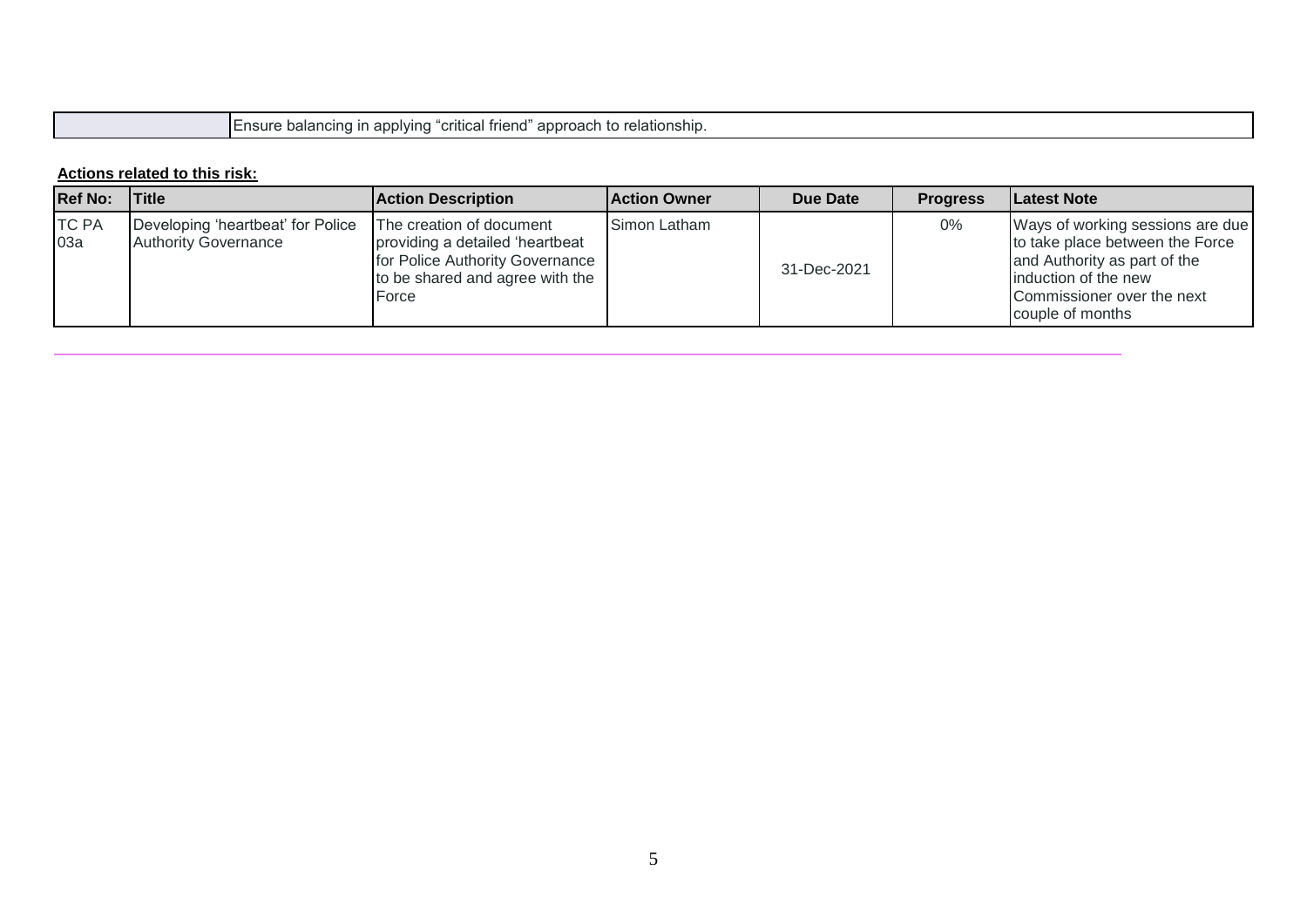| | Ensure balancing in applying “critical friend” approach to relationship. |
|---|---|

**Actions related to this risk:**

| Ref No: | Title | Action Description | Action Owner | Due Date | Progress | Latest Note |
|---|---|---|---|---|---|---|
| TC PA 03a | Developing ‘heartbeat’ for Police Authority Governance | The creation of document providing a detailed ‘heartbeat for Police Authority Governance to be shared and agree with the Force | Simon Latham | 31-Dec-2021 | 0% | Ways of working sessions are due to take place between the Force and Authority as part of the induction of the new Commissioner over the next couple of months |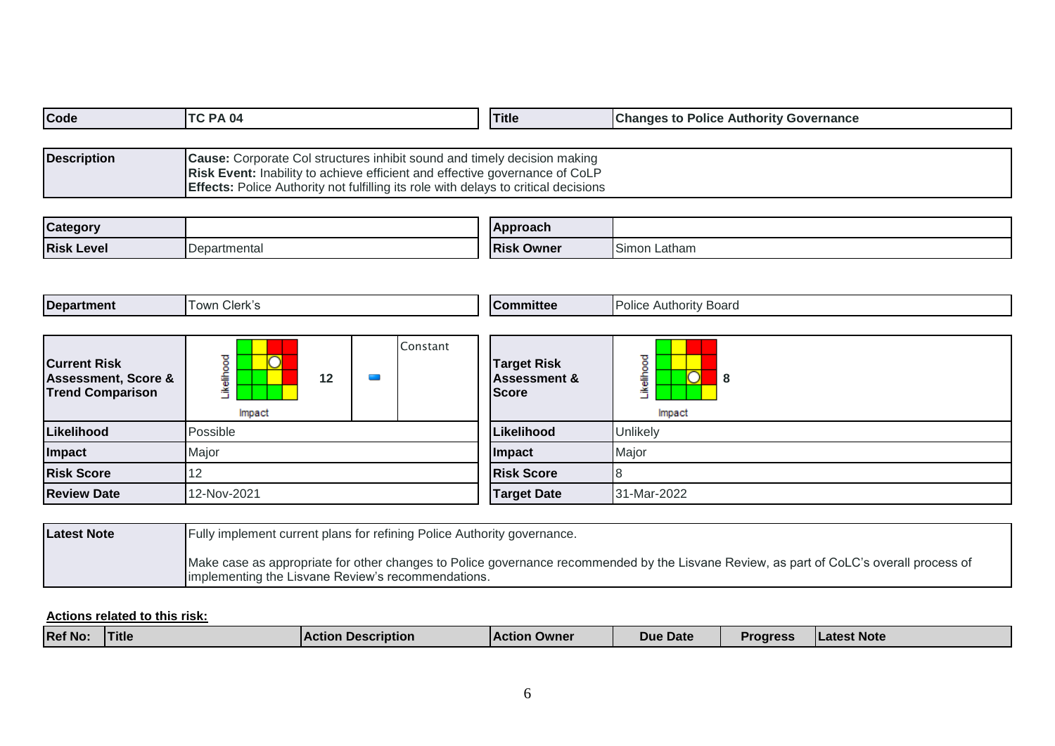| Code | TC PA 04 | Title | Changes to Police Authority Governance |
|---|---|---|---|

| Description | **Cause:** Corporate Col structures inhibit sound and timely decision making<br>**Risk Event:** Inability to achieve efficient and effective governance of CoLP<br>**Effects:** Police Authority not fulfilling its role with delays to critical decisions |
|---|---|

| Category | | Approach | |
|---|---|---|---|
| **Risk Level** | Departmental | **Risk Owner** | Simon Latham |

| Department | Town Clerk's | Committee | Police Authority Board |
|---|---|---|---|

| Current Risk Assessment, Score & Trend Comparison | Likelihood / Impact — 12 | Constant | Target Risk Assessment & Score | Likelihood / Impact — 8 |
|---|---|---|---|---|
| **Likelihood** | Possible | | **Likelihood** | Unlikely |
| **Impact** | Major | | **Impact** | Major |
| **Risk Score** | 12 | | **Risk Score** | 8 |
| **Review Date** | 12-Nov-2021 | | **Target Date** | 31-Mar-2022 |

| Latest Note | Fully implement current plans for refining Police Authority governance.<br><br>Make case as appropriate for other changes to Police governance recommended by the Lisvane Review, as part of CoLC's overall process of implementing the Lisvane Review's recommendations. |
|---|---|

**Actions related to this risk:**

| Ref No: | Title | Action Description | Action Owner | Due Date | Progress | Latest Note |
|---|---|---|---|---|---|---|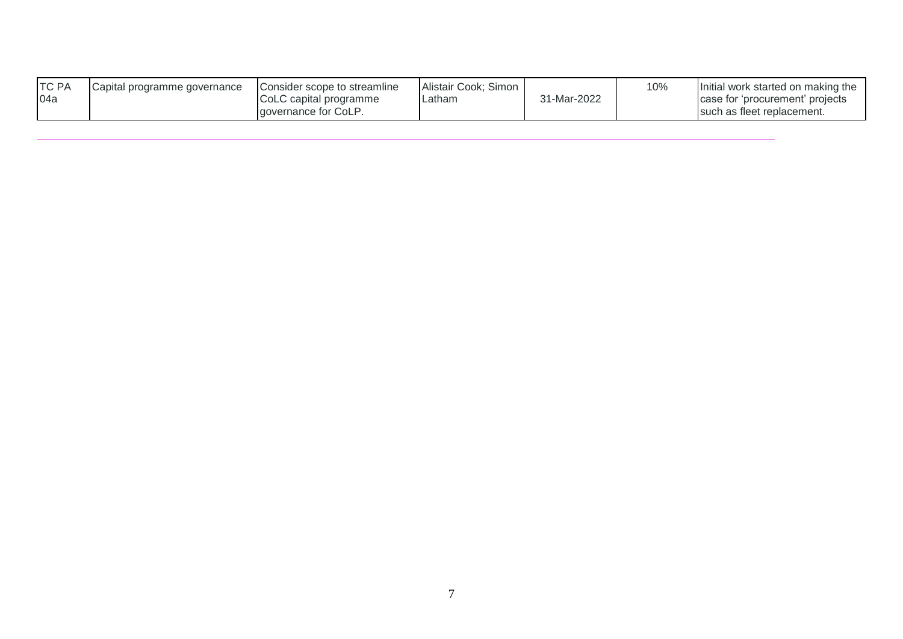| | | | | | | |
|---|---|---|---|---|---|---|
| TC PA 04a | Capital programme governance | Consider scope to streamline CoLC capital programme governance for CoLP. | Alistair Cook; Simon Latham | 31-Mar-2022 | 10% | Initial work started on making the case for 'procurement' projects such as fleet replacement. |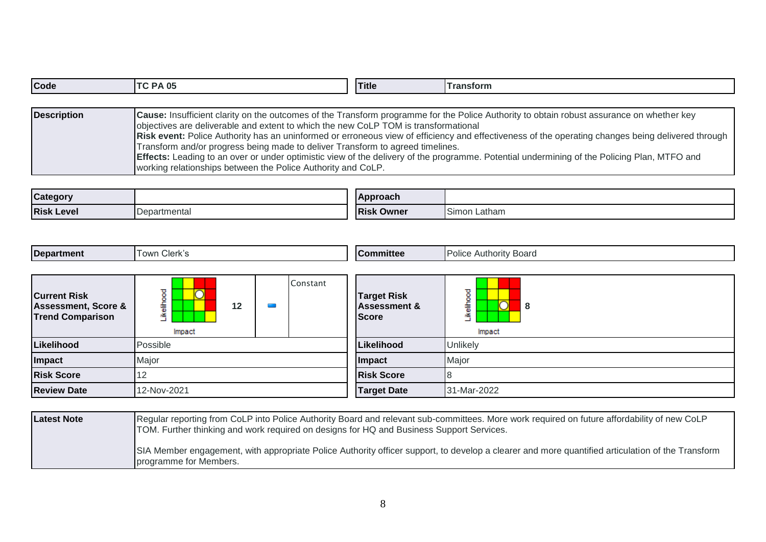| Code | TC PA 05 | Title | Transform |
|---|---|---|---|

| Description | **Cause:** Insufficient clarity on the outcomes of the Transform programme for the Police Authority to obtain robust assurance on whether key objectives are deliverable and extent to which the new CoLP TOM is transformational<br>**Risk event:** Police Authority has an uninformed or erroneous view of efficiency and effectiveness of the operating changes being delivered through Transform and/or progress being made to deliver Transform to agreed timelines.<br>**Effects:** Leading to an over or under optimistic view of the delivery of the programme. Potential undermining of the Policing Plan, MTFO and working relationships between the Police Authority and CoLP. |
|---|---|

| Category | | Approach | |
|---|---|---|---|
| **Risk Level** | Departmental | **Risk Owner** | Simon Latham |

| Department | Town Clerk's | Committee | Police Authority Board |
|---|---|---|---|

| Current Risk Assessment, Score & Trend Comparison | 12 | Constant | Target Risk Assessment & Score | 8 |
|---|---|---|---|---|
| **Likelihood** | Possible | | **Likelihood** | Unlikely |
| **Impact** | Major | | **Impact** | Major |
| **Risk Score** | 12 | | **Risk Score** | 8 |
| **Review Date** | 12-Nov-2021 | | **Target Date** | 31-Mar-2022 |

| Latest Note | Regular reporting from CoLP into Police Authority Board and relevant sub-committees. More work required on future affordability of new CoLP TOM. Further thinking and work required on designs for HQ and Business Support Services.<br><br>SIA Member engagement, with appropriate Police Authority officer support, to develop a clearer and more quantified articulation of the Transform programme for Members. |
|---|---|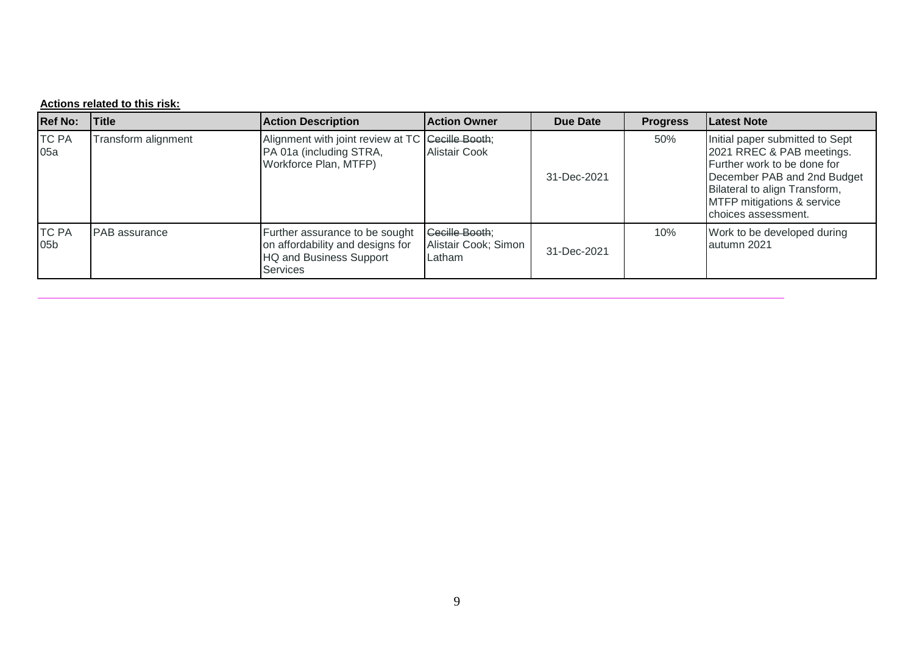**Actions related to this risk:**

| Ref No: | Title | Action Description | Action Owner | Due Date | Progress | Latest Note |
|---|---|---|---|---|---|---|
| TC PA 05a | Transform alignment | Alignment with joint review at TC PA 01a (including STRA, Workforce Plan, MTFP) | ~~Cecille Booth~~; Alistair Cook | 31-Dec-2021 | 50% | Initial paper submitted to Sept 2021 RREC & PAB meetings. Further work to be done for December PAB and 2nd Budget Bilateral to align Transform, MTFP mitigations & service choices assessment. |
| TC PA 05b | PAB assurance | Further assurance to be sought on affordability and designs for HQ and Business Support Services | ~~Cecille Booth~~; Alistair Cook; Simon Latham | 31-Dec-2021 | 10% | Work to be developed during autumn 2021 |